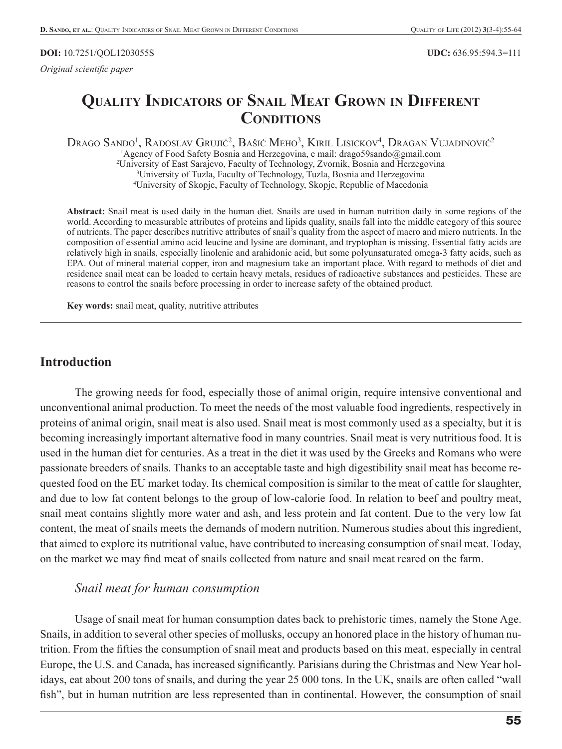**DOI:** 10.7251/QOL1203055S

**UDC:** 636.95:594.3=111

*Original scientific paper*

# Quality Indicators of Snail Meat Grown in Different Conditions

Drago Sando[1], Radoslav Grujić[2], Bašić Meho[3], Kiril Lisickov[4], Dragan Vujadinović[2]

[1]Agency of Food Safety Bosnia and Herzegovina, e mail: drago59sando@gmail.com
[2]University of East Sarajevo, Faculty of Technology, Zvornik, Bosnia and Herzegovina
[3]University of Tuzla, Faculty of Technology, Tuzla, Bosnia and Herzegovina
[4]University of Skopje, Faculty of Technology, Skopje, Republic of Macedonia

**Abstract:** Snail meat is used daily in the human diet. Snails are used in human nutrition daily in some regions of the world. According to measurable attributes of proteins and lipids quality, snails fall into the middle category of this source of nutrients. The paper describes nutritive attributes of snail's quality from the aspect of macro and micro nutrients. In the composition of essential amino acid leucine and lysine are dominant, and tryptophan is missing. Essential fatty acids are relatively high in snails, especially linolenic and arahidonic acid, but some polyunsaturated omega-3 fatty acids, such as EPA. Out of mineral material copper, iron and magnesium take an important place. With regard to methods of diet and residence snail meat can be loaded to certain heavy metals, residues of radioactive substances and pesticides. These are reasons to control the snails before processing in order to increase safety of the obtained product.

**Key words:** snail meat, quality, nutritive attributes

## Introduction

The growing needs for food, especially those of animal origin, require intensive conventional and unconventional animal production. To meet the needs of the most valuable food ingredients, respectively in proteins of animal origin, snail meat is also used. Snail meat is most commonly used as a specialty, but it is becoming increasingly important alternative food in many countries. Snail meat is very nutritious food. It is used in the human diet for centuries. As a treat in the diet it was used by the Greeks and Romans who were passionate breeders of snails. Thanks to an acceptable taste and high digestibility snail meat has become requested food on the EU market today. Its chemical composition is similar to the meat of cattle for slaughter, and due to low fat content belongs to the group of low-calorie food. In relation to beef and poultry meat, snail meat contains slightly more water and ash, and less protein and fat content. Due to the very low fat content, the meat of snails meets the demands of modern nutrition. Numerous studies about this ingredient, that aimed to explore its nutritional value, have contributed to increasing consumption of snail meat. Today, on the market we may find meat of snails collected from nature and snail meat reared on the farm.

### *Snail meat for human consumption*

Usage of snail meat for human consumption dates back to prehistoric times, namely the Stone Age. Snails, in addition to several other species of mollusks, occupy an honored place in the history of human nutrition. From the fifties the consumption of snail meat and products based on this meat, especially in central Europe, the U.S. and Canada, has increased significantly. Parisians during the Christmas and New Year holidays, eat about 200 tons of snails, and during the year 25 000 tons. In the UK, snails are often called "wall fish", but in human nutrition are less represented than in continental. However, the consumption of snail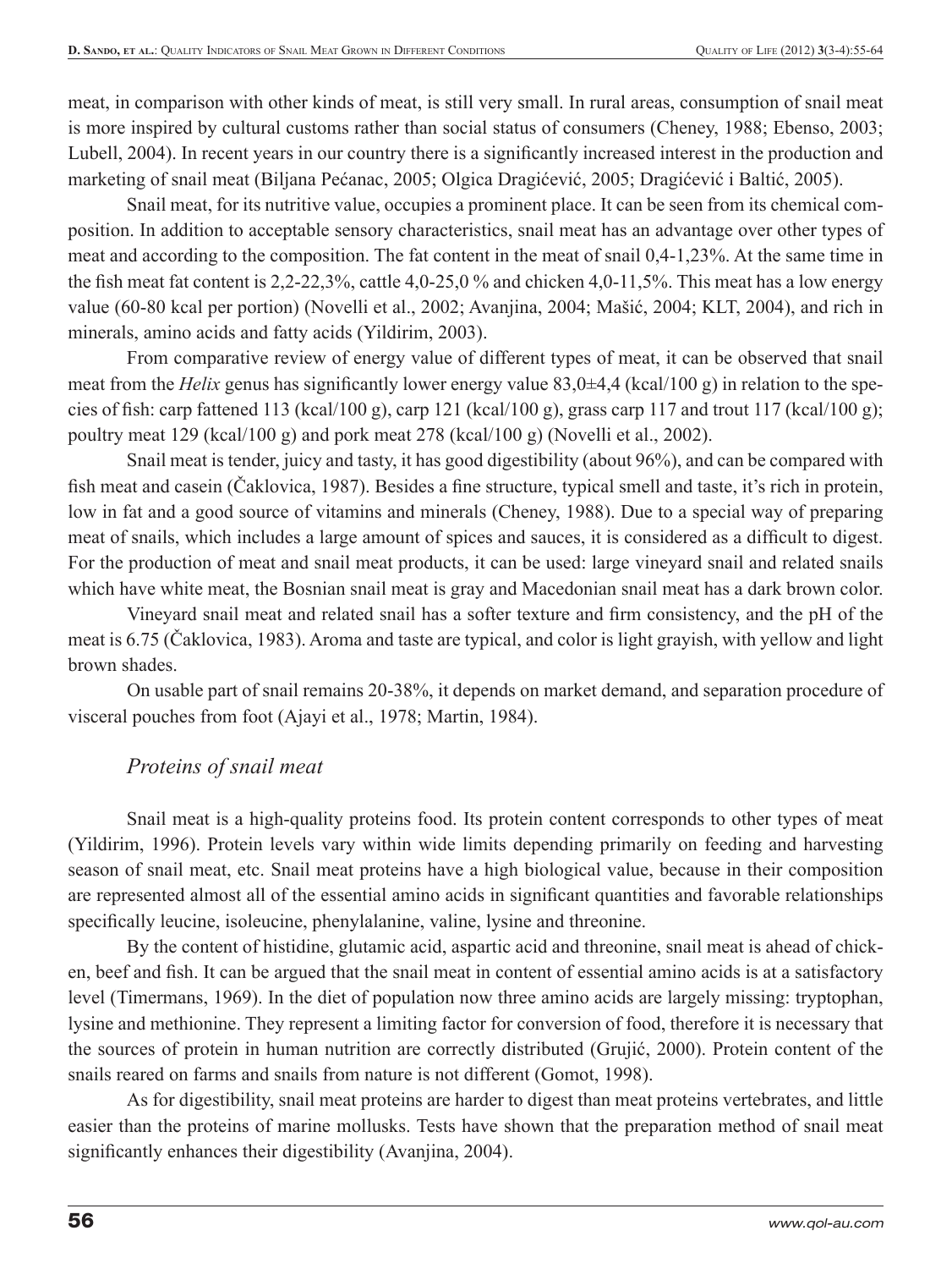meat, in comparison with other kinds of meat, is still very small. In rural areas, consumption of snail meat is more inspired by cultural customs rather than social status of consumers (Cheney, 1988; Ebenso, 2003; Lubell, 2004). In recent years in our country there is a significantly increased interest in the production and marketing of snail meat (Biljana Pećanac, 2005; Olgica Dragićević, 2005; Dragićević i Baltić, 2005).

Snail meat, for its nutritive value, occupies a prominent place. It can be seen from its chemical composition. In addition to acceptable sensory characteristics, snail meat has an advantage over other types of meat and according to the composition. The fat content in the meat of snail 0,4-1,23%. At the same time in the fish meat fat content is 2,2-22,3%, cattle 4,0-25,0 % and chicken 4,0-11,5%. This meat has a low energy value (60-80 kcal per portion) (Novelli et al., 2002; Avanjina, 2004; Mašić, 2004; KLT, 2004), and rich in minerals, amino acids and fatty acids (Yildirim, 2003).

From comparative review of energy value of different types of meat, it can be observed that snail meat from the *Helix* genus has significantly lower energy value 83,0±4,4 (kcal/100 g) in relation to the species of fish: carp fattened 113 (kcal/100 g), carp 121 (kcal/100 g), grass carp 117 and trout 117 (kcal/100 g); poultry meat 129 (kcal/100 g) and pork meat 278 (kcal/100 g) (Novelli et al., 2002).

Snail meat is tender, juicy and tasty, it has good digestibility (about 96%), and can be compared with fish meat and casein (Čaklovica, 1987). Besides a fine structure, typical smell and taste, it's rich in protein, low in fat and a good source of vitamins and minerals (Cheney, 1988). Due to a special way of preparing meat of snails, which includes a large amount of spices and sauces, it is considered as a difficult to digest. For the production of meat and snail meat products, it can be used: large vineyard snail and related snails which have white meat, the Bosnian snail meat is gray and Macedonian snail meat has a dark brown color.

Vineyard snail meat and related snail has a softer texture and firm consistency, and the pH of the meat is 6.75 (Čaklovica, 1983). Aroma and taste are typical, and color is light grayish, with yellow and light brown shades.

On usable part of snail remains 20-38%, it depends on market demand, and separation procedure of visceral pouches from foot (Ajayi et al., 1978; Martin, 1984).

### *Proteins of snail meat*

Snail meat is a high-quality proteins food. Its protein content corresponds to other types of meat (Yildirim, 1996). Protein levels vary within wide limits depending primarily on feeding and harvesting season of snail meat, etc. Snail meat proteins have a high biological value, because in their composition are represented almost all of the essential amino acids in significant quantities and favorable relationships specifically leucine, isoleucine, phenylalanine, valine, lysine and threonine.

By the content of histidine, glutamic acid, aspartic acid and threonine, snail meat is ahead of chicken, beef and fish. It can be argued that the snail meat in content of essential amino acids is at a satisfactory level (Timermans, 1969). In the diet of population now three amino acids are largely missing: tryptophan, lysine and methionine. They represent a limiting factor for conversion of food, therefore it is necessary that the sources of protein in human nutrition are correctly distributed (Grujić, 2000). Protein content of the snails reared on farms and snails from nature is not different (Gomot, 1998).

As for digestibility, snail meat proteins are harder to digest than meat proteins vertebrates, and little easier than the proteins of marine mollusks. Tests have shown that the preparation method of snail meat significantly enhances their digestibility (Avanjina, 2004).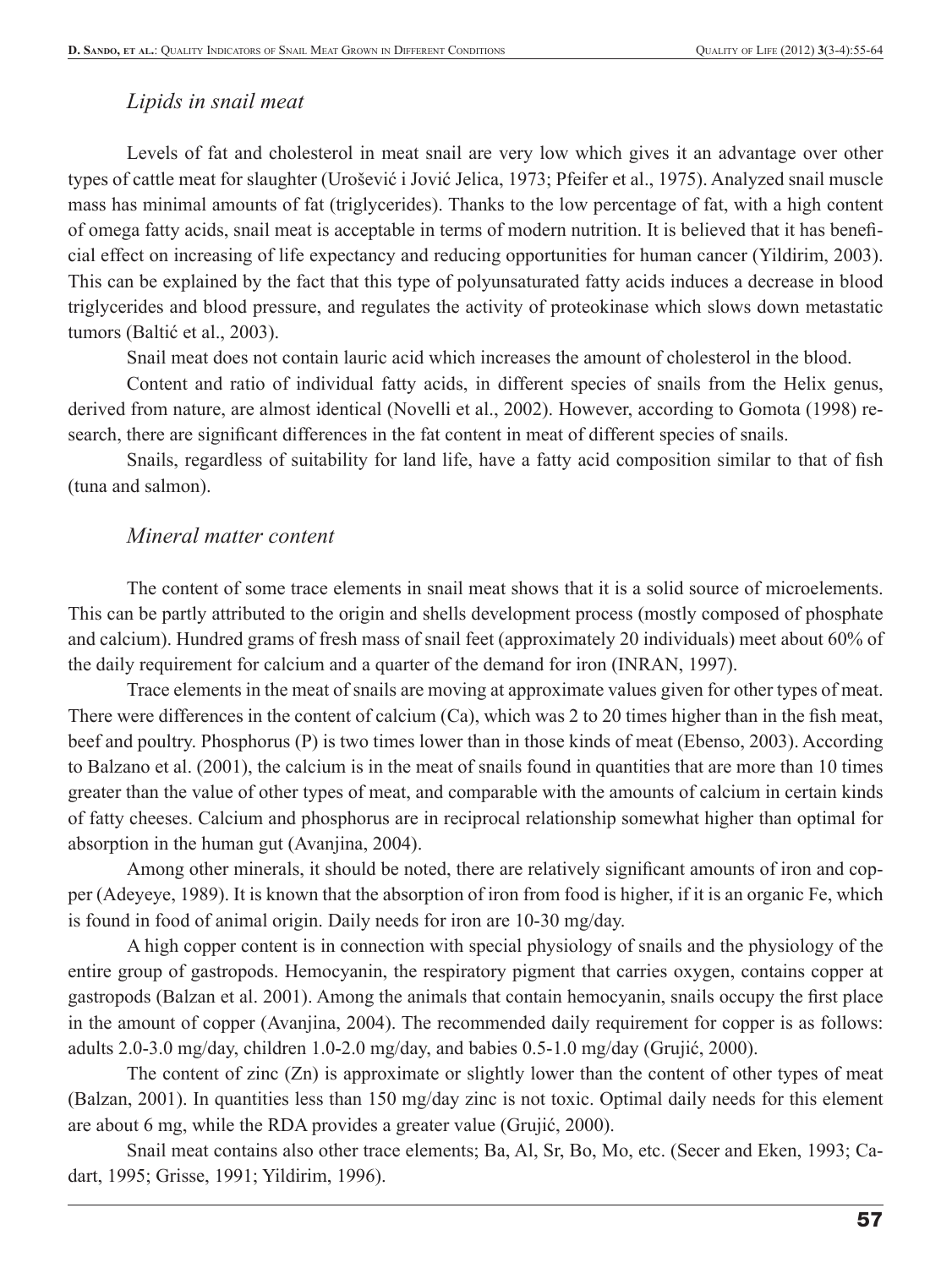### *Lipids in snail meat*

Levels of fat and cholesterol in meat snail are very low which gives it an advantage over other types of cattle meat for slaughter (Urošević i Jović Jelica, 1973; Pfeifer et al., 1975). Analyzed snail muscle mass has minimal amounts of fat (triglycerides). Thanks to the low percentage of fat, with a high content of omega fatty acids, snail meat is acceptable in terms of modern nutrition. It is believed that it has beneficial effect on increasing of life expectancy and reducing opportunities for human cancer (Yildirim, 2003). This can be explained by the fact that this type of polyunsaturated fatty acids induces a decrease in blood triglycerides and blood pressure, and regulates the activity of proteokinase which slows down metastatic tumors (Baltić et al., 2003).

Snail meat does not contain lauric acid which increases the amount of cholesterol in the blood.

Content and ratio of individual fatty acids, in different species of snails from the Helix genus, derived from nature, are almost identical (Novelli et al., 2002). However, according to Gomota (1998) research, there are significant differences in the fat content in meat of different species of snails.

Snails, regardless of suitability for land life, have a fatty acid composition similar to that of fish (tuna and salmon).

### *Mineral matter content*

The content of some trace elements in snail meat shows that it is a solid source of microelements. This can be partly attributed to the origin and shells development process (mostly composed of phosphate and calcium). Hundred grams of fresh mass of snail feet (approximately 20 individuals) meet about 60% of the daily requirement for calcium and a quarter of the demand for iron (INRAN, 1997).

Trace elements in the meat of snails are moving at approximate values given for other types of meat. There were differences in the content of calcium (Ca), which was 2 to 20 times higher than in the fish meat, beef and poultry. Phosphorus (P) is two times lower than in those kinds of meat (Ebenso, 2003). According to Balzano et al. (2001), the calcium is in the meat of snails found in quantities that are more than 10 times greater than the value of other types of meat, and comparable with the amounts of calcium in certain kinds of fatty cheeses. Calcium and phosphorus are in reciprocal relationship somewhat higher than optimal for absorption in the human gut (Avanjina, 2004).

Among other minerals, it should be noted, there are relatively significant amounts of iron and copper (Adeyeye, 1989). It is known that the absorption of iron from food is higher, if it is an organic Fe, which is found in food of animal origin. Daily needs for iron are 10-30 mg/day.

A high copper content is in connection with special physiology of snails and the physiology of the entire group of gastropods. Hemocyanin, the respiratory pigment that carries oxygen, contains copper at gastropods (Balzan et al. 2001). Among the animals that contain hemocyanin, snails occupy the first place in the amount of copper (Avanjina, 2004). The recommended daily requirement for copper is as follows: adults 2.0-3.0 mg/day, children 1.0-2.0 mg/day, and babies 0.5-1.0 mg/day (Grujić, 2000).

The content of zinc (Zn) is approximate or slightly lower than the content of other types of meat (Balzan, 2001). In quantities less than 150 mg/day zinc is not toxic. Optimal daily needs for this element are about 6 mg, while the RDA provides a greater value (Grujić, 2000).

Snail meat contains also other trace elements; Ba, Al, Sr, Bo, Mo, etc. (Secer and Eken, 1993; Cadart, 1995; Grisse, 1991; Yildirim, 1996).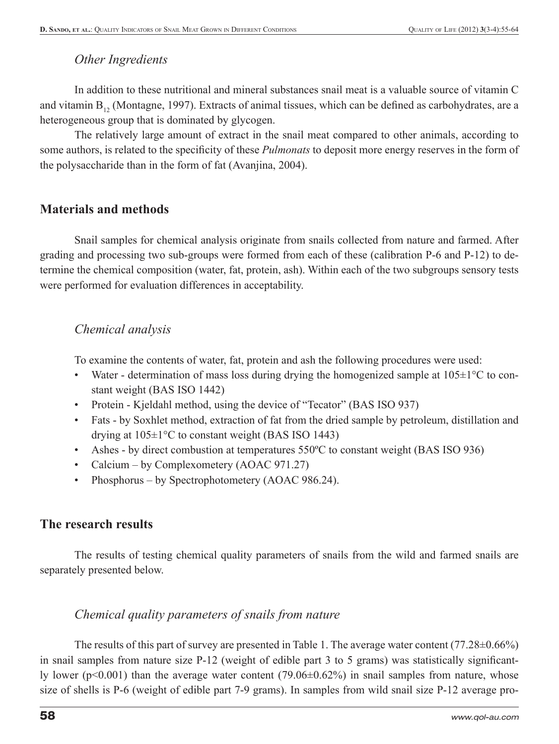### *Other Ingredients*

In addition to these nutritional and mineral substances snail meat is a valuable source of vitamin C and vitamin $B_{12}$ (Montagne, 1997). Extracts of animal tissues, which can be defined as carbohydrates, are a heterogeneous group that is dominated by glycogen.

The relatively large amount of extract in the snail meat compared to other animals, according to some authors, is related to the specificity of these *Pulmonats* to deposit more energy reserves in the form of the polysaccharide than in the form of fat (Avanjina, 2004).

## Materials and methods

Snail samples for chemical analysis originate from snails collected from nature and farmed. After grading and processing two sub-groups were formed from each of these (calibration P-6 and P-12) to determine the chemical composition (water, fat, protein, ash). Within each of the two subgroups sensory tests were performed for evaluation differences in acceptability.

### *Chemical analysis*

To examine the contents of water, fat, protein and ash the following procedures were used:

- Water - determination of mass loss during drying the homogenized sample at 105±1°C to constant weight (BAS ISO 1442)
- Protein - Kjeldahl method, using the device of "Tecator" (BAS ISO 937)
- Fats - by Soxhlet method, extraction of fat from the dried sample by petroleum, distillation and drying at 105±1°C to constant weight (BAS ISO 1443)
- Ashes - by direct combustion at temperatures 550ºC to constant weight (BAS ISO 936)
- Calcium – by Complexometery (AOAC 971.27)
- Phosphorus – by Spectrophotometery (AOAC 986.24).

## The research results

The results of testing chemical quality parameters of snails from the wild and farmed snails are separately presented below.

### *Chemical quality parameters of snails from nature*

The results of this part of survey are presented in Table 1. The average water content (77.28±0.66%) in snail samples from nature size P-12 (weight of edible part 3 to 5 grams) was statistically significantly lower ($p<0.001$) than the average water content (79.06±0.62%) in snail samples from nature, whose size of shells is P-6 (weight of edible part 7-9 grams). In samples from wild snail size P-12 average pro-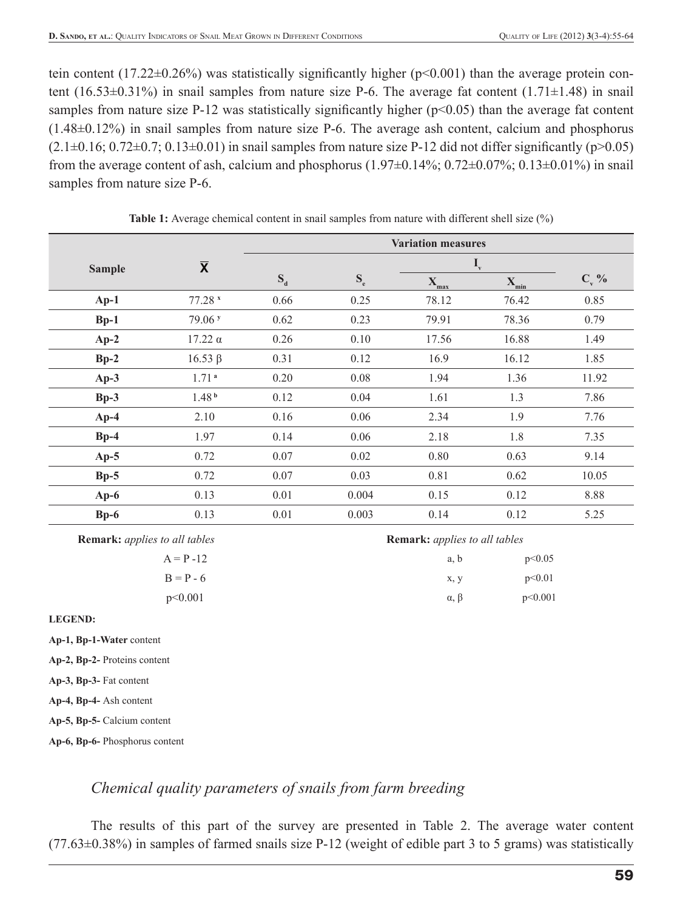tein content (17.22±0.26%) was statistically significantly higher ($p<0.001$) than the average protein content (16.53±0.31%) in snail samples from nature size P-6. The average fat content (1.71±1.48) in snail samples from nature size P-12 was statistically significantly higher ($p<0.05$) than the average fat content (1.48±0.12%) in snail samples from nature size P-6. The average ash content, calcium and phosphorus (2.1±0.16; 0.72±0.7; 0.13±0.01) in snail samples from nature size P-12 did not differ significantly ($p>0.05$) from the average content of ash, calcium and phosphorus (1.97±0.14%; 0.72±0.07%; 0.13±0.01%) in snail samples from nature size P-6.

**Table 1:** Average chemical content in snail samples from nature with different shell size (%)

| Sample | $\overline{X}$ | Variation measures | | | | |
|---|---|---|---|---|---|---|
| | | | | $I_v$ | | |
| | | $S_d$ | $S_e$ | $X_{max}$ | $X_{min}$ | $C_v$ % |
| **Ap-1** | 77.28 [x] | 0.66 | 0.25 | 78.12 | 76.42 | 0.85 |
| **Bp-1** | 79.06 [y] | 0.62 | 0.23 | 79.91 | 78.36 | 0.79 |
| **Ap-2** | 17.22 α | 0.26 | 0.10 | 17.56 | 16.88 | 1.49 |
| **Bp-2** | 16.53 β | 0.31 | 0.12 | 16.9 | 16.12 | 1.85 |
| **Ap-3** | 1.71 [a] | 0.20 | 0.08 | 1.94 | 1.36 | 11.92 |
| **Bp-3** | 1.48 [b] | 0.12 | 0.04 | 1.61 | 1.3 | 7.86 |
| **Ap-4** | 2.10 | 0.16 | 0.06 | 2.34 | 1.9 | 7.76 |
| **Bp-4** | 1.97 | 0.14 | 0.06 | 2.18 | 1.8 | 7.35 |
| **Ap-5** | 0.72 | 0.07 | 0.02 | 0.80 | 0.63 | 9.14 |
| **Bp-5** | 0.72 | 0.07 | 0.03 | 0.81 | 0.62 | 10.05 |
| **Ap-6** | 0.13 | 0.01 | 0.004 | 0.15 | 0.12 | 8.88 |
| **Bp-6** | 0.13 | 0.01 | 0.003 | 0.14 | 0.12 | 5.25 |

**Remark:** *applies to all tables*

A = P -12

B = P - 6

$p<0.001$

**Remark:** *applies to all tables*

| | |
|---|---|
| a, b | $p<0.05$ |
| x, y | $p<0.01$ |
| α, β | $p<0.001$ |

**LEGEND:**

**Ap-1, Bp-1-Water** content

**Ap-2, Bp-2-** Proteins content

**Ap-3, Bp-3-** Fat content

**Ap-4, Bp-4-** Ash content

**Ap-5, Bp-5-** Calcium content

**Ap-6, Bp-6-** Phosphorus content

### *Chemical quality parameters of snails from farm breeding*

The results of this part of the survey are presented in Table 2. The average water content (77.63±0.38%) in samples of farmed snails size P-12 (weight of edible part 3 to 5 grams) was statistically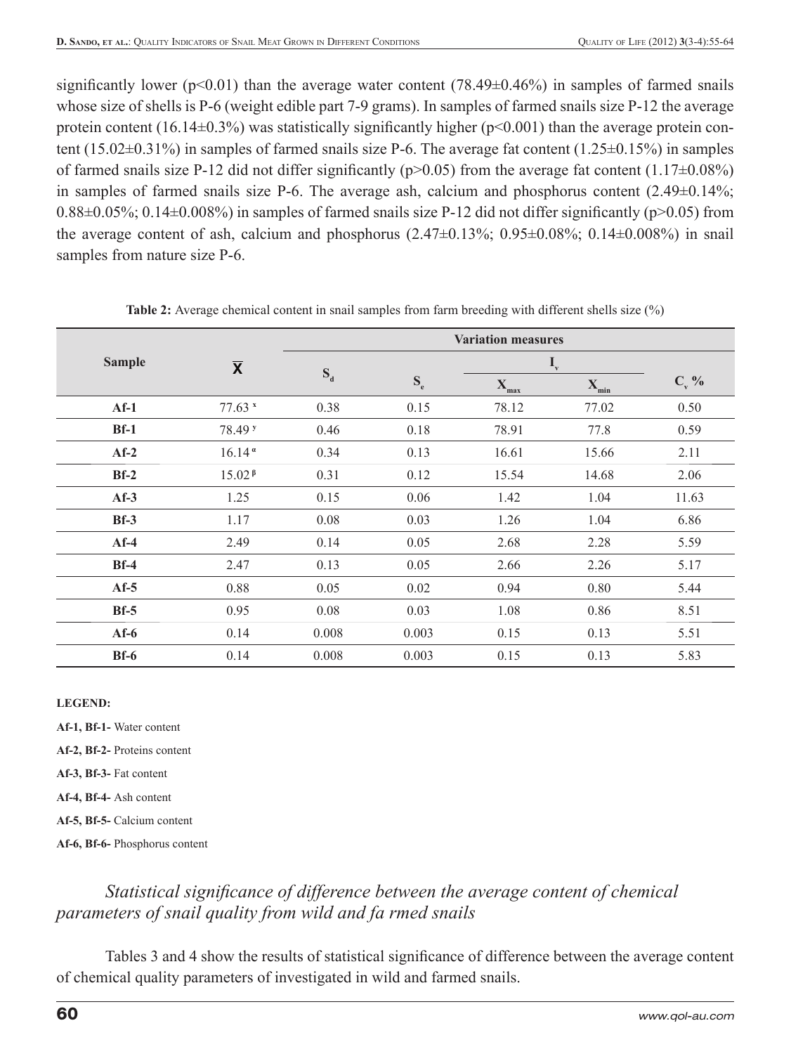significantly lower (p<0.01) than the average water content (78.49±0.46%) in samples of farmed snails whose size of shells is P-6 (weight edible part 7-9 grams). In samples of farmed snails size P-12 the average protein content (16.14±0.3%) was statistically significantly higher (p<0.001) than the average protein content (15.02±0.31%) in samples of farmed snails size P-6. The average fat content (1.25±0.15%) in samples of farmed snails size P-12 did not differ significantly (p>0.05) from the average fat content (1.17±0.08%) in samples of farmed snails size P-6. The average ash, calcium and phosphorus content (2.49±0.14%; 0.88±0.05%; 0.14±0.008%) in samples of farmed snails size P-12 did not differ significantly (p>0.05) from the average content of ash, calcium and phosphorus (2.47±0.13%; 0.95±0.08%; 0.14±0.008%) in snail samples from nature size P-6.

**Table 2:** Average chemical content in snail samples from farm breeding with different shells size (%)

| Sample | $\overline{X}$ | Variation measures | | | | |
|---|---|---|---|---|---|---|
| | | $S_d$ | $S_e$ | $I_v$ | | $C_v$ % |
| | | | | $X_{max}$ | $X_{min}$ | |
| **Af-1** | 77.63 [x] | 0.38 | 0.15 | 78.12 | 77.02 | 0.50 |
| **Bf-1** | 78.49 [y] | 0.46 | 0.18 | 78.91 | 77.8 | 0.59 |
| **Af-2** | 16.14 [α] | 0.34 | 0.13 | 16.61 | 15.66 | 2.11 |
| **Bf-2** | 15.02 [β] | 0.31 | 0.12 | 15.54 | 14.68 | 2.06 |
| **Af-3** | 1.25 | 0.15 | 0.06 | 1.42 | 1.04 | 11.63 |
| **Bf-3** | 1.17 | 0.08 | 0.03 | 1.26 | 1.04 | 6.86 |
| **Af-4** | 2.49 | 0.14 | 0.05 | 2.68 | 2.28 | 5.59 |
| **Bf-4** | 2.47 | 0.13 | 0.05 | 2.66 | 2.26 | 5.17 |
| **Af-5** | 0.88 | 0.05 | 0.02 | 0.94 | 0.80 | 5.44 |
| **Bf-5** | 0.95 | 0.08 | 0.03 | 1.08 | 0.86 | 8.51 |
| **Af-6** | 0.14 | 0.008 | 0.003 | 0.15 | 0.13 | 5.51 |
| **Bf-6** | 0.14 | 0.008 | 0.003 | 0.15 | 0.13 | 5.83 |

**LEGEND:**

**Af-1, Bf-1-** Water content

**Af-2, Bf-2-** Proteins content

**Af-3, Bf-3-** Fat content

**Af-4, Bf-4-** Ash content

**Af-5, Bf-5-** Calcium content

**Af-6, Bf-6-** Phosphorus content

### *Statistical significance of difference between the average content of chemical parameters of snail quality from wild and fa rmed snails*

Tables 3 and 4 show the results of statistical significance of difference between the average content of chemical quality parameters of investigated in wild and farmed snails.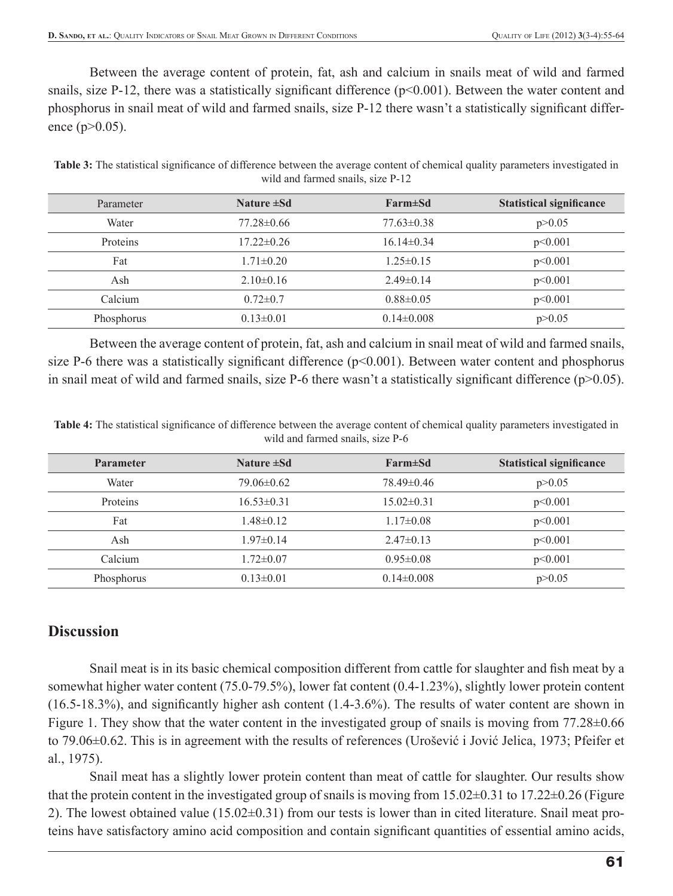Between the average content of protein, fat, ash and calcium in snails meat of wild and farmed snails, size P-12, there was a statistically significant difference ($p<0.001$). Between the water content and phosphorus in snail meat of wild and farmed snails, size P-12 there wasn't a statistically significant difference ($p>0.05$).

**Table 3:** The statistical significance of difference between the average content of chemical quality parameters investigated in wild and farmed snails, size P-12

| Parameter | **Nature ±Sd** | **Farm±Sd** | **Statistical significance** |
| --- | --- | --- | --- |
| Water | 77.28±0.66 | 77.63±0.38 | p>0.05 |
| Proteins | 17.22±0.26 | 16.14±0.34 | p<0.001 |
| Fat | 1.71±0.20 | 1.25±0.15 | p<0.001 |
| Ash | 2.10±0.16 | 2.49±0.14 | p<0.001 |
| Calcium | 0.72±0.7 | 0.88±0.05 | p<0.001 |
| Phosphorus | 0.13±0.01 | 0.14±0.008 | p>0.05 |

Between the average content of protein, fat, ash and calcium in snail meat of wild and farmed snails, size P-6 there was a statistically significant difference ($p<0.001$). Between water content and phosphorus in snail meat of wild and farmed snails, size P-6 there wasn't a statistically significant difference ($p>0.05$).

**Table 4:** The statistical significance of difference between the average content of chemical quality parameters investigated in wild and farmed snails, size P-6

| **Parameter** | **Nature ±Sd** | **Farm±Sd** | **Statistical significance** |
| --- | --- | --- | --- |
| Water | 79.06±0.62 | 78.49±0.46 | p>0.05 |
| Proteins | 16.53±0.31 | 15.02±0.31 | p<0.001 |
| Fat | 1.48±0.12 | 1.17±0.08 | p<0.001 |
| Ash | 1.97±0.14 | 2.47±0.13 | p<0.001 |
| Calcium | 1.72±0.07 | 0.95±0.08 | p<0.001 |
| Phosphorus | 0.13±0.01 | 0.14±0.008 | p>0.05 |

## Discussion

Snail meat is in its basic chemical composition different from cattle for slaughter and fish meat by a somewhat higher water content (75.0-79.5%), lower fat content (0.4-1.23%), slightly lower protein content (16.5-18.3%), and significantly higher ash content (1.4-3.6%). The results of water content are shown in Figure 1. They show that the water content in the investigated group of snails is moving from 77.28±0.66 to 79.06±0.62. This is in agreement with the results of references (Urošević i Jović Jelica, 1973; Pfeifer et al., 1975).

Snail meat has a slightly lower protein content than meat of cattle for slaughter. Our results show that the protein content in the investigated group of snails is moving from 15.02±0.31 to 17.22±0.26 (Figure 2). The lowest obtained value (15.02±0.31) from our tests is lower than in cited literature. Snail meat proteins have satisfactory amino acid composition and contain significant quantities of essential amino acids,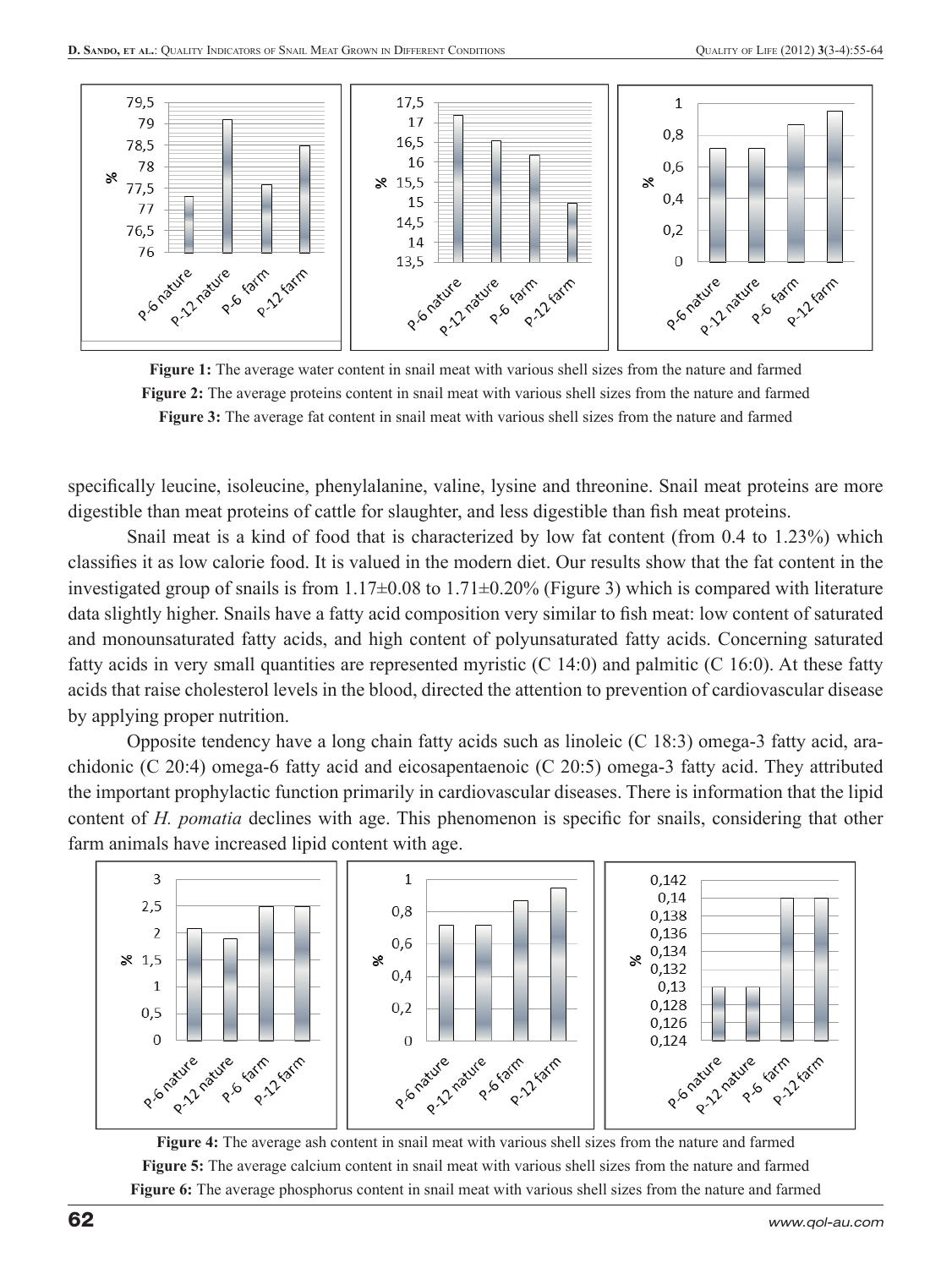**Figure 1:** The average water content in snail meat with various shell sizes from the nature and farmed

**Figure 2:** The average proteins content in snail meat with various shell sizes from the nature and farmed

**Figure 3:** The average fat content in snail meat with various shell sizes from the nature and farmed

specifically leucine, isoleucine, phenylalanine, valine, lysine and threonine. Snail meat proteins are more digestible than meat proteins of cattle for slaughter, and less digestible than fish meat proteins.

Snail meat is a kind of food that is characterized by low fat content (from 0.4 to 1.23%) which classifies it as low calorie food. It is valued in the modern diet. Our results show that the fat content in the investigated group of snails is from 1.17±0.08 to 1.71±0.20% (Figure 3) which is compared with literature data slightly higher. Snails have a fatty acid composition very similar to fish meat: low content of saturated and monounsaturated fatty acids, and high content of polyunsaturated fatty acids. Concerning saturated fatty acids in very small quantities are represented myristic (C 14:0) and palmitic (C 16:0). At these fatty acids that raise cholesterol levels in the blood, directed the attention to prevention of cardiovascular disease by applying proper nutrition.

Opposite tendency have a long chain fatty acids such as linoleic (C 18:3) omega-3 fatty acid, arachidonic (C 20:4) omega-6 fatty acid and eicosapentaenoic (C 20:5) omega-3 fatty acid. They attributed the important prophylactic function primarily in cardiovascular diseases. There is information that the lipid content of *H. pomatia* declines with age. This phenomenon is specific for snails, considering that other farm animals have increased lipid content with age.

**Figure 4:** The average ash content in snail meat with various shell sizes from the nature and farmed

**Figure 5:** The average calcium content in snail meat with various shell sizes from the nature and farmed

**Figure 6:** The average phosphorus content in snail meat with various shell sizes from the nature and farmed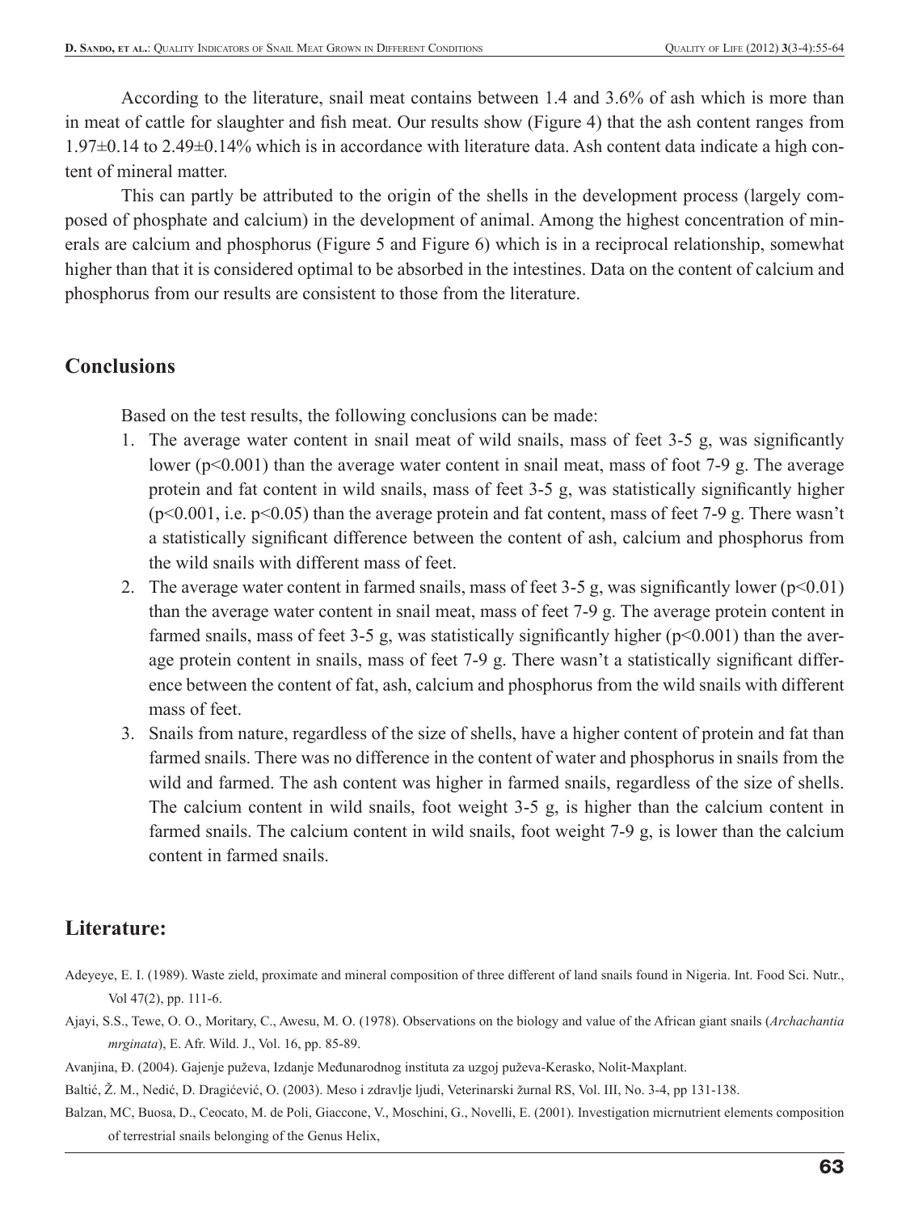According to the literature, snail meat contains between 1.4 and 3.6% of ash which is more than in meat of cattle for slaughter and fish meat. Our results show (Figure 4) that the ash content ranges from 1.97±0.14 to 2.49±0.14% which is in accordance with literature data. Ash content data indicate a high content of mineral matter.

This can partly be attributed to the origin of the shells in the development process (largely composed of phosphate and calcium) in the development of animal. Among the highest concentration of minerals are calcium and phosphorus (Figure 5 and Figure 6) which is in a reciprocal relationship, somewhat higher than that it is considered optimal to be absorbed in the intestines. Data on the content of calcium and phosphorus from our results are consistent to those from the literature.

## Conclusions

Based on the test results, the following conclusions can be made:

1. The average water content in snail meat of wild snails, mass of feet 3-5 g, was significantly lower ($p<0.001$) than the average water content in snail meat, mass of foot 7-9 g. The average protein and fat content in wild snails, mass of feet 3-5 g, was statistically significantly higher ($p<0.001$, i.e. $p<0.05$) than the average protein and fat content, mass of feet 7-9 g. There wasn't a statistically significant difference between the content of ash, calcium and phosphorus from the wild snails with different mass of feet.
2. The average water content in farmed snails, mass of feet 3-5 g, was significantly lower ($p<0.01$) than the average water content in snail meat, mass of feet 7-9 g. The average protein content in farmed snails, mass of feet 3-5 g, was statistically significantly higher ($p<0.001$) than the average protein content in snails, mass of feet 7-9 g. There wasn't a statistically significant difference between the content of fat, ash, calcium and phosphorus from the wild snails with different mass of feet.
3. Snails from nature, regardless of the size of shells, have a higher content of protein and fat than farmed snails. There was no difference in the content of water and phosphorus in snails from the wild and farmed. The ash content was higher in farmed snails, regardless of the size of shells. The calcium content in wild snails, foot weight 3-5 g, is higher than the calcium content in farmed snails. The calcium content in wild snails, foot weight 7-9 g, is lower than the calcium content in farmed snails.

## Literature:

Adeyeye, E. I. (1989). Waste zield, proximate and mineral composition of three different of land snails found in Nigeria. Int. Food Sci. Nutr., Vol 47(2), pp. 111-6.

Ajayi, S.S., Tewe, O. O., Moritary, C., Awesu, M. O. (1978). Observations on the biology and value of the African giant snails (*Archachantia mrginata*), E. Afr. Wild. J., Vol. 16, pp. 85-89.

Avanjina, Đ. (2004). Gajenje puževa, Izdanje Međunarodnog instituta za uzgoj puževa-Kerasko, Nolit-Maxplant.

Baltić, Ž. M., Nedić, D. Dragićević, O. (2003). Meso i zdravlje ljudi, Veterinarski žurnal RS, Vol. III, No. 3-4, pp 131-138.

Balzan, MC, Buosa, D., Ceocato, M. de Poli, Giaccone, V., Moschini, G., Novelli, E. (2001). Investigation micrnutrient elements composition of terrestrial snails belonging of the Genus Helix,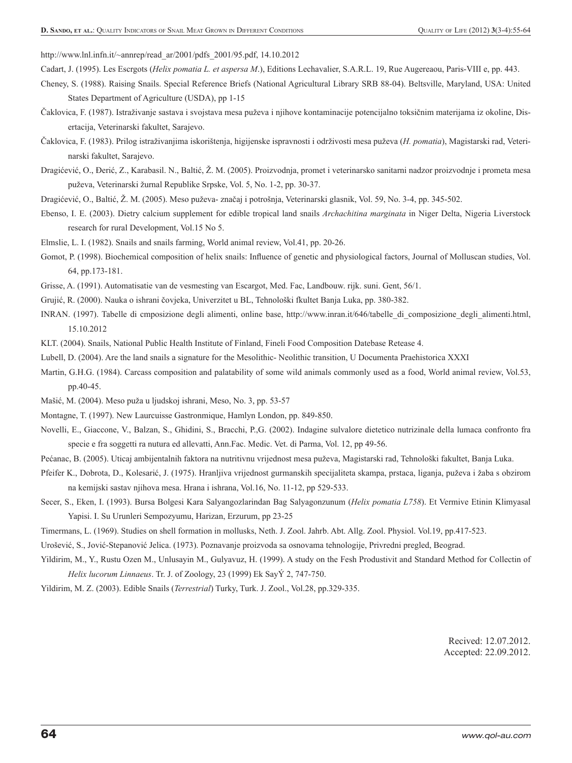http://www.lnl.infn.it/~annrep/read_ar/2001/pdfs_2001/95.pdf, 14.10.2012

Cadart, J. (1995). Les Escrgots (*Helix pomatia L. et aspersa M*.), Editions Lechavalier, S.A.R.L. 19, Rue Augereaou, Paris-VIII e, pp. 443.

Cheney, S. (1988). Raising Snails. Special Reference Briefs (National Agricultural Library SRB 88-04). Beltsville, Maryland, USA: United States Department of Agriculture (USDA), pp 1-15

Čaklovica, F. (1987). Istraživanje sastava i svojstava mesa puževa i njihove kontaminacije potencijalno toksičnim materijama iz okoline, Disertacija, Veterinarski fakultet, Sarajevo.

Čaklovica, F. (1983). Prilog istraživanjima iskorištenja, higijenske ispravnosti i održivosti mesa puževa (*H. pomatia*), Magistarski rad, Veterinarski fakultet, Sarajevo.

Dragićević, O., Đerić, Z., Karabasil. N., Baltić, Ž. M. (2005). Proizvodnja, promet i veterinarsko sanitarni nadzor proizvodnje i prometa mesa puževa, Veterinarski žurnal Republike Srpske, Vol. 5, No. 1-2, pp. 30-37.

Dragićević, O., Baltić, Ž. M. (2005). Meso puževa- značaj i potrošnja, Veterinarski glasnik, Vol. 59, No. 3-4, pp. 345-502.

Ebenso, I. E. (2003). Dietry calcium supplement for edible tropical land snails *Archachitina marginata* in Niger Delta, Nigeria Liverstock research for rural Development, Vol.15 No 5.

Elmslie, L. I. (1982). Snails and snails farming, World animal review, Vol.41, pp. 20-26.

Gomot, P. (1998). Biochemical composition of helix snails: Influence of genetic and physiological factors, Journal of Molluscan studies, Vol. 64, pp.173-181.

Grisse, A. (1991). Automatisatie van de vesmesting van Escargot, Med. Fac, Landbouw. rijk. suni. Gent, 56/1.

Grujić, R. (2000). Nauka o ishrani čovjeka, Univerzitet u BL, Tehnološki fkultet Banja Luka, pp. 380-382.

INRAN. (1997). Tabelle di cmposizione degli alimenti, online base, http://www.inran.it/646/tabelle_di_composizione_degli_alimenti.html, 15.10.2012

KLT. (2004). Snails, National Public Health Institute of Finland, Fineli Food Composition Datebase Retease 4.

Lubell, D. (2004). Are the land snails a signature for the Mesolithic- Neolithic transition, U Documenta Praehistorica XXXI

Martin, G.H.G. (1984). Carcass composition and palatability of some wild animals commonly used as a food, World animal review, Vol.53, pp.40-45.

Mašić, M. (2004). Meso puža u ljudskoj ishrani, Meso, No. 3, pp. 53-57

Montagne, T. (1997). New Laurcuisse Gastronmique, Hamlyn London, pp. 849-850.

Novelli, E., Giaccone, V., Balzan, S., Ghidini, S., Bracchi, P.,G. (2002). Indagine sulvalore dietetico nutrizinale della lumaca confronto fra specie e fra soggetti ra nutura ed allevatti, Ann.Fac. Medic. Vet. di Parma, Vol. 12, pp 49-56.

Pećanac, B. (2005). Uticaj ambijentalnih faktora na nutritivnu vrijednost mesa puževa, Magistarski rad, Tehnološki fakultet, Banja Luka.

Pfeifer K., Dobrota, D., Kolesarić, J. (1975). Hranljiva vrijednost gurmanskih specijaliteta skampa, prstaca, liganja, puževa i žaba s obzirom na kemijski sastav njihova mesa. Hrana i ishrana, Vol.16, No. 11-12, pp 529-533.

Secer, S., Eken, I. (1993). Bursa Bolgesi Kara Salyangozlarindan Bag Salyagonzunum (*Helix pomatia L758*). Et Vermive Etinin Klimyasal Yapisi. I. Su Urunleri Sempozyumu, Harizan, Erzurum, pp 23-25

Timermans, L. (1969). Studies on shell formation in mollusks, Neth. J. Zool. Jahrb. Abt. Allg. Zool. Physiol. Vol.19, pp.417-523.

Urošević, S., Jović-Stepanović Jelica. (1973). Poznavanje proizvoda sa osnovama tehnologije, Privredni pregled, Beograd.

Yildirim, M., Y., Rustu Ozen M., Unlusayin M., Gulyavuz, H. (1999). A study on the Fesh Produstivit and Standard Method for Collectin of *Helix lucorum Linnaeus*. Tr. J. of Zoology, 23 (1999) Ek SayÝ 2, 747-750.

Yildirim, M. Z. (2003). Edible Snails (*Terrestrial*) Turky, Turk. J. Zool., Vol.28, pp.329-335.

Recived: 12.07.2012.
Accepted: 22.09.2012.